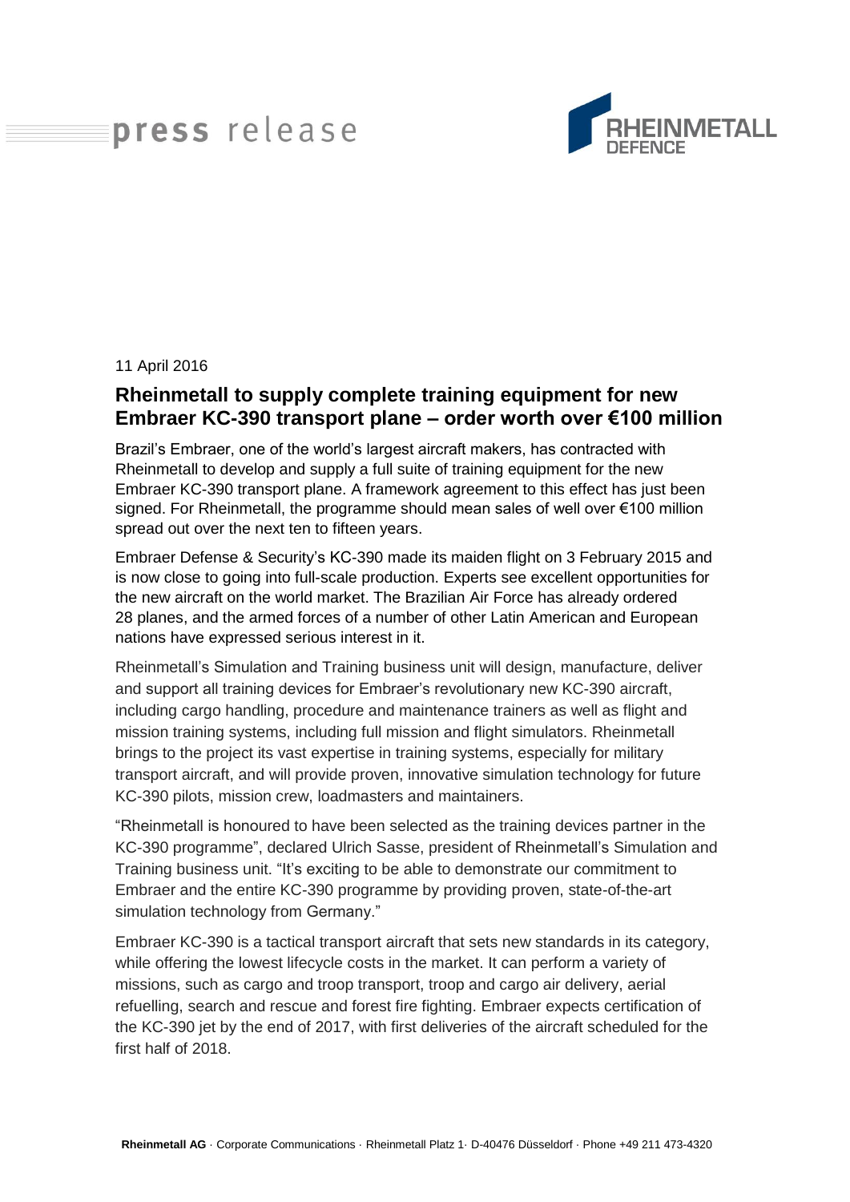press release

RHEINMETALL DEFENCE

11 April 2016

# Rheinmetall to supply complete training equipment for new Embraer KC-390 transport plane – order worth over €100 million

Brazil's Embraer, one of the world's largest aircraft makers, has contracted with Rheinmetall to develop and supply a full suite of training equipment for the new Embraer KC-390 transport plane. A framework agreement to this effect has just been signed. For Rheinmetall, the programme should mean sales of well over €100 million spread out over the next ten to fifteen years.

Embraer Defense & Security's KC-390 made its maiden flight on 3 February 2015 and is now close to going into full-scale production. Experts see excellent opportunities for the new aircraft on the world market. The Brazilian Air Force has already ordered 28 planes, and the armed forces of a number of other Latin American and European nations have expressed serious interest in it.

Rheinmetall's Simulation and Training business unit will design, manufacture, deliver and support all training devices for Embraer's revolutionary new KC-390 aircraft, including cargo handling, procedure and maintenance trainers as well as flight and mission training systems, including full mission and flight simulators. Rheinmetall brings to the project its vast expertise in training systems, especially for military transport aircraft, and will provide proven, innovative simulation technology for future KC-390 pilots, mission crew, loadmasters and maintainers.

"Rheinmetall is honoured to have been selected as the training devices partner in the KC-390 programme", declared Ulrich Sasse, president of Rheinmetall's Simulation and Training business unit. "It's exciting to be able to demonstrate our commitment to Embraer and the entire KC-390 programme by providing proven, state-of-the-art simulation technology from Germany."

Embraer KC-390 is a tactical transport aircraft that sets new standards in its category, while offering the lowest lifecycle costs in the market. It can perform a variety of missions, such as cargo and troop transport, troop and cargo air delivery, aerial refuelling, search and rescue and forest fire fighting. Embraer expects certification of the KC-390 jet by the end of 2017, with first deliveries of the aircraft scheduled for the first half of 2018.

**Rheinmetall AG** · Corporate Communications · Rheinmetall Platz 1· D-40476 Düsseldorf · Phone +49 211 473-4320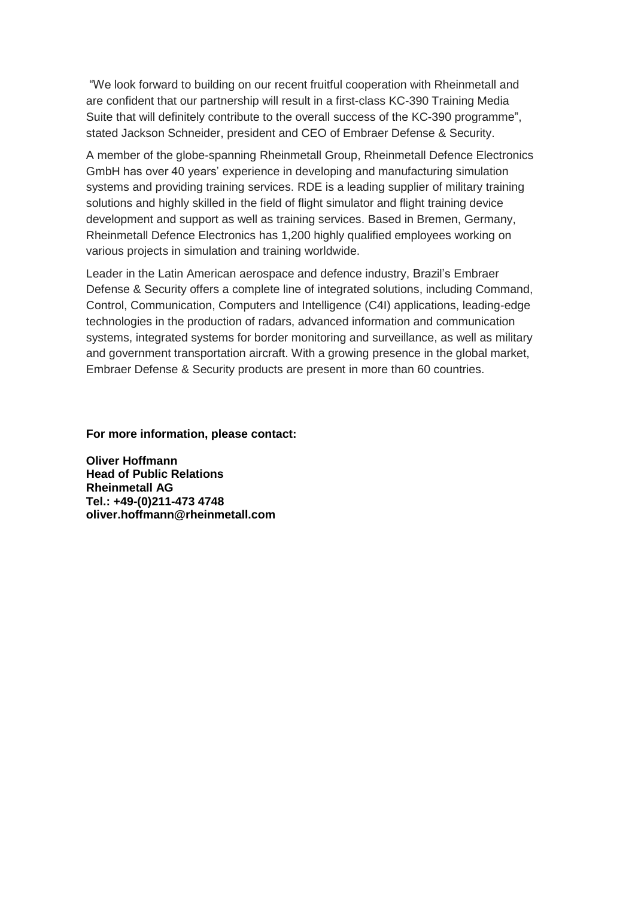"We look forward to building on our recent fruitful cooperation with Rheinmetall and are confident that our partnership will result in a first-class KC-390 Training Media Suite that will definitely contribute to the overall success of the KC-390 programme", stated Jackson Schneider, president and CEO of Embraer Defense & Security.

A member of the globe-spanning Rheinmetall Group, Rheinmetall Defence Electronics GmbH has over 40 years' experience in developing and manufacturing simulation systems and providing training services. RDE is a leading supplier of military training solutions and highly skilled in the field of flight simulator and flight training device development and support as well as training services. Based in Bremen, Germany, Rheinmetall Defence Electronics has 1,200 highly qualified employees working on various projects in simulation and training worldwide.

Leader in the Latin American aerospace and defence industry, Brazil's Embraer Defense & Security offers a complete line of integrated solutions, including Command, Control, Communication, Computers and Intelligence (C4I) applications, leading-edge technologies in the production of radars, advanced information and communication systems, integrated systems for border monitoring and surveillance, as well as military and government transportation aircraft. With a growing presence in the global market, Embraer Defense & Security products are present in more than 60 countries.

**For more information, please contact:**

**Oliver Hoffmann**
**Head of Public Relations**
**Rheinmetall AG**
**Tel.: +49-(0)211-473 4748**
**oliver.hoffmann@rheinmetall.com**